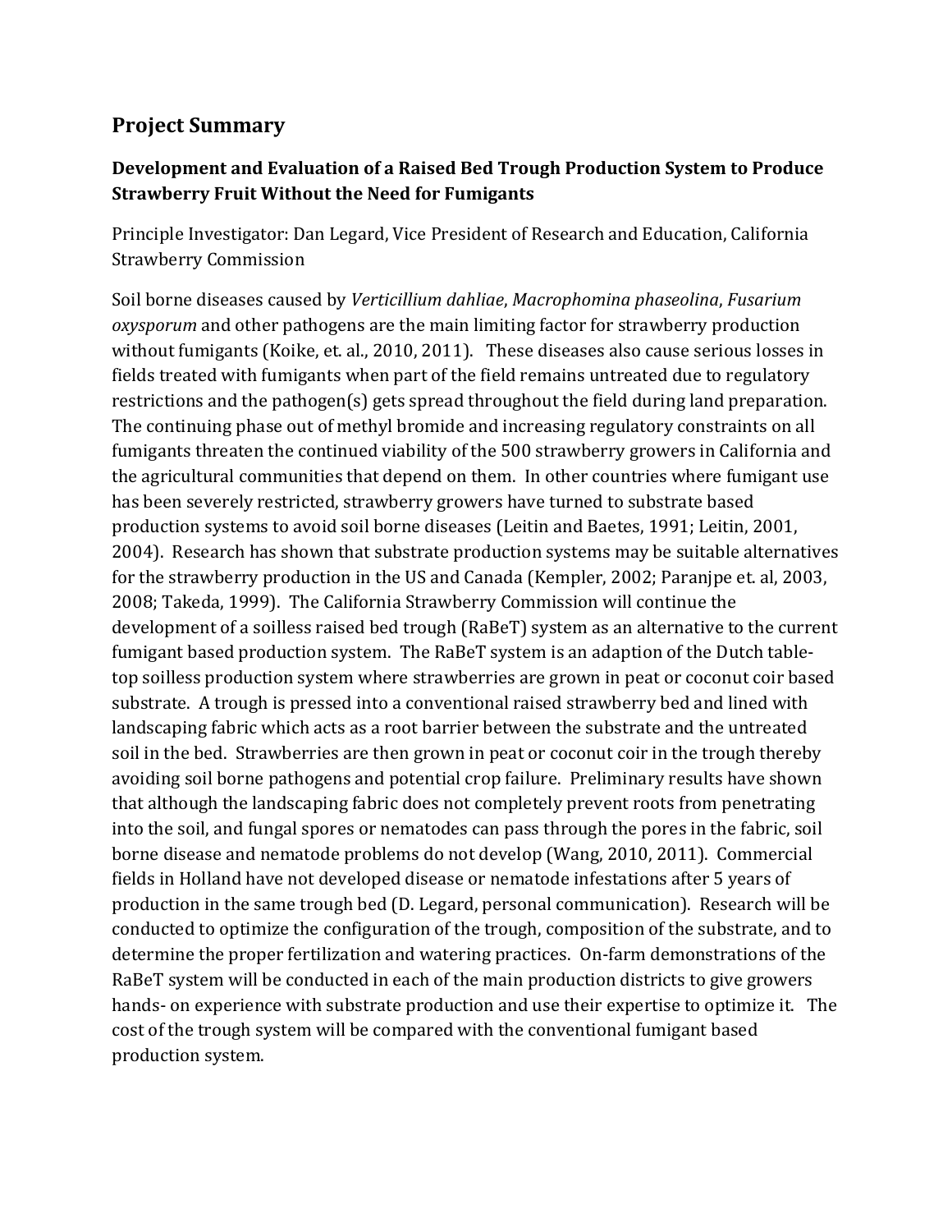## Project Summary

### Development and Evaluation of a Raised Bed Trough Production System to Produce Strawberry Fruit Without the Need for Fumigants

Principle Investigator: Dan Legard, Vice President of Research and Education, California Strawberry Commission

Soil borne diseases caused by *Verticillium dahliae*, *Macrophomina phaseolina*, *Fusarium oxysporum* and other pathogens are the main limiting factor for strawberry production without fumigants (Koike, et. al., 2010, 2011). These diseases also cause serious losses in fields treated with fumigants when part of the field remains untreated due to regulatory restrictions and the pathogen(s) gets spread throughout the field during land preparation. The continuing phase out of methyl bromide and increasing regulatory constraints on all fumigants threaten the continued viability of the 500 strawberry growers in California and the agricultural communities that depend on them. In other countries where fumigant use has been severely restricted, strawberry growers have turned to substrate based production systems to avoid soil borne diseases (Leitin and Baetes, 1991; Leitin, 2001, 2004). Research has shown that substrate production systems may be suitable alternatives for the strawberry production in the US and Canada (Kempler, 2002; Paranjpe et. al, 2003, 2008; Takeda, 1999). The California Strawberry Commission will continue the development of a soilless raised bed trough (RaBeT) system as an alternative to the current fumigant based production system. The RaBeT system is an adaption of the Dutch table-top soilless production system where strawberries are grown in peat or coconut coir based substrate. A trough is pressed into a conventional raised strawberry bed and lined with landscaping fabric which acts as a root barrier between the substrate and the untreated soil in the bed. Strawberries are then grown in peat or coconut coir in the trough thereby avoiding soil borne pathogens and potential crop failure. Preliminary results have shown that although the landscaping fabric does not completely prevent roots from penetrating into the soil, and fungal spores or nematodes can pass through the pores in the fabric, soil borne disease and nematode problems do not develop (Wang, 2010, 2011). Commercial fields in Holland have not developed disease or nematode infestations after 5 years of production in the same trough bed (D. Legard, personal communication). Research will be conducted to optimize the configuration of the trough, composition of the substrate, and to determine the proper fertilization and watering practices. On-farm demonstrations of the RaBeT system will be conducted in each of the main production districts to give growers hands- on experience with substrate production and use their expertise to optimize it. The cost of the trough system will be compared with the conventional fumigant based production system.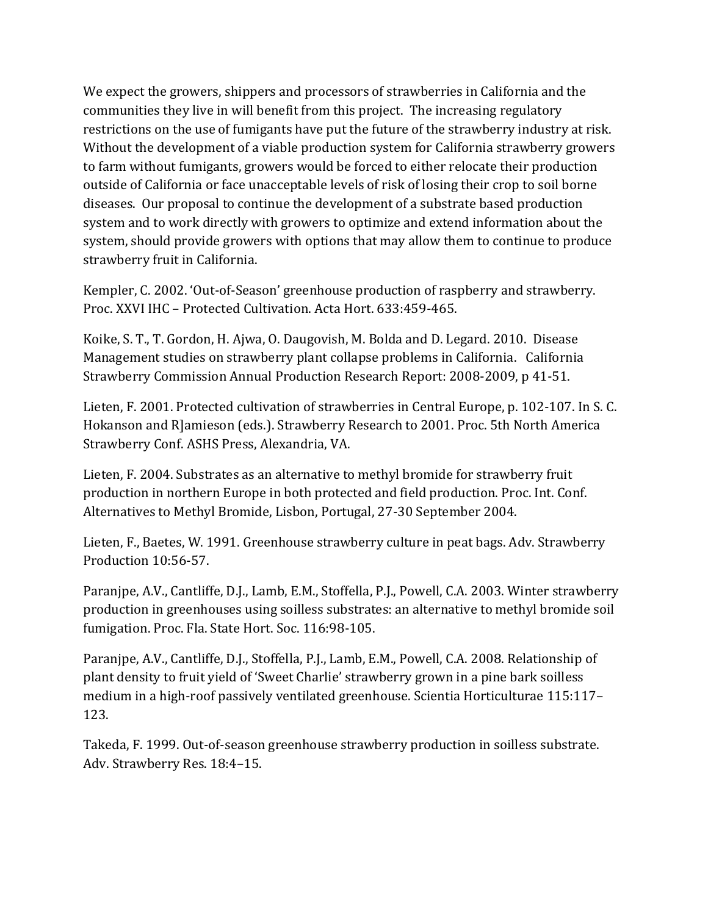We expect the growers, shippers and processors of strawberries in California and the communities they live in will benefit from this project. The increasing regulatory restrictions on the use of fumigants have put the future of the strawberry industry at risk. Without the development of a viable production system for California strawberry growers to farm without fumigants, growers would be forced to either relocate their production outside of California or face unacceptable levels of risk of losing their crop to soil borne diseases. Our proposal to continue the development of a substrate based production system and to work directly with growers to optimize and extend information about the system, should provide growers with options that may allow them to continue to produce strawberry fruit in California.

Kempler, C. 2002. 'Out-of-Season' greenhouse production of raspberry and strawberry. Proc. XXVI IHC – Protected Cultivation. Acta Hort. 633:459-465.

Koike, S. T., T. Gordon, H. Ajwa, O. Daugovish, M. Bolda and D. Legard. 2010. Disease Management studies on strawberry plant collapse problems in California. California Strawberry Commission Annual Production Research Report: 2008-2009, p 41-51.

Lieten, F. 2001. Protected cultivation of strawberries in Central Europe, p. 102-107. In S. C. Hokanson and R]amieson (eds.). Strawberry Research to 2001. Proc. 5th North America Strawberry Conf. ASHS Press, Alexandria, VA.

Lieten, F. 2004. Substrates as an alternative to methyl bromide for strawberry fruit production in northern Europe in both protected and field production. Proc. Int. Conf. Alternatives to Methyl Bromide, Lisbon, Portugal, 27-30 September 2004.

Lieten, F., Baetes, W. 1991. Greenhouse strawberry culture in peat bags. Adv. Strawberry Production 10:56-57.

Paranjpe, A.V., Cantliffe, D.J., Lamb, E.M., Stoffella, P.J., Powell, C.A. 2003. Winter strawberry production in greenhouses using soilless substrates: an alternative to methyl bromide soil fumigation. Proc. Fla. State Hort. Soc. 116:98-105.

Paranjpe, A.V., Cantliffe, D.J., Stoffella, P.J., Lamb, E.M., Powell, C.A. 2008. Relationship of plant density to fruit yield of 'Sweet Charlie' strawberry grown in a pine bark soilless medium in a high-roof passively ventilated greenhouse. Scientia Horticulturae 115:117–123.

Takeda, F. 1999. Out-of-season greenhouse strawberry production in soilless substrate. Adv. Strawberry Res. 18:4–15.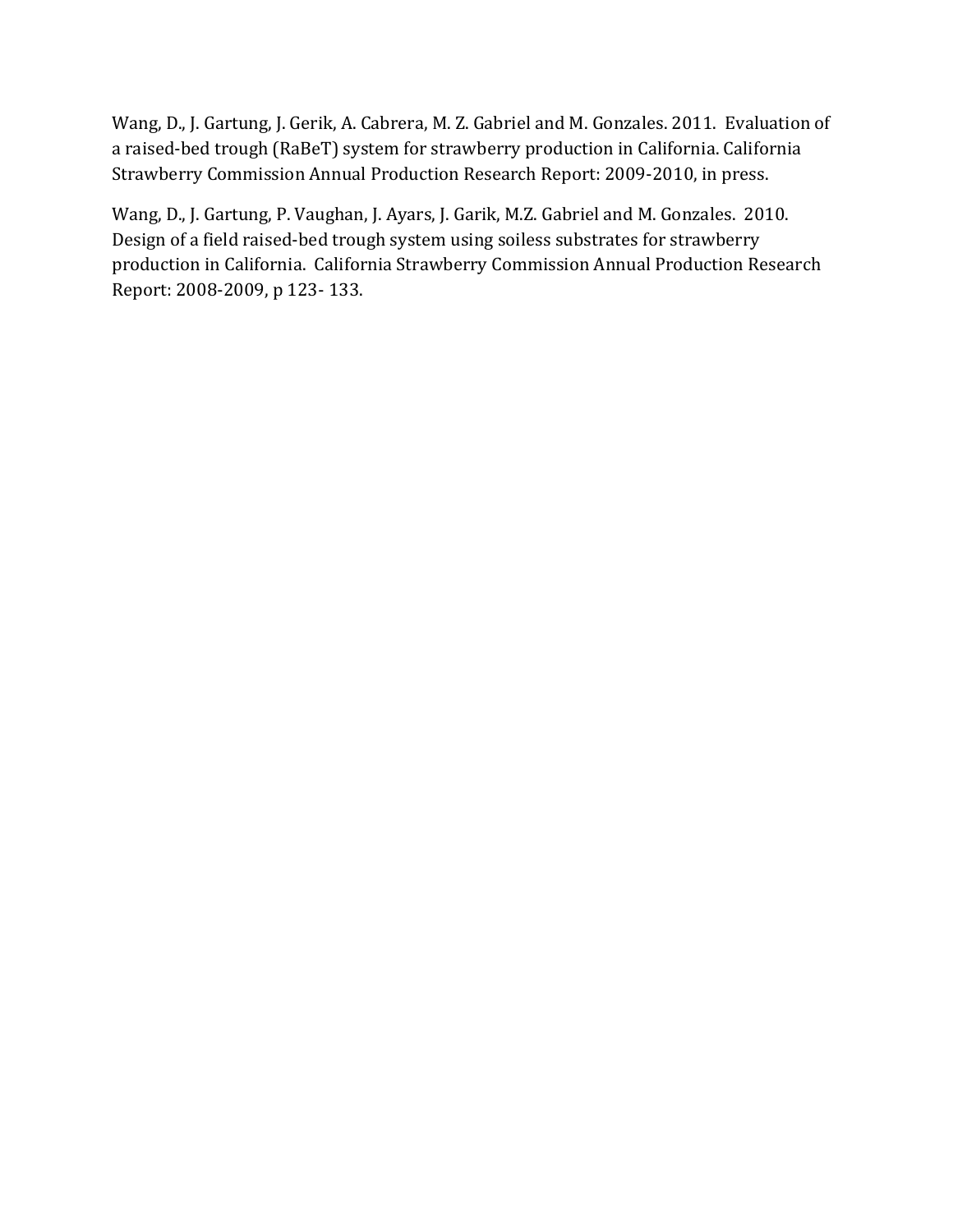Wang, D., J. Gartung, J. Gerik, A. Cabrera, M. Z. Gabriel and M. Gonzales. 2011. Evaluation of a raised-bed trough (RaBeT) system for strawberry production in California. California Strawberry Commission Annual Production Research Report: 2009-2010, in press.

Wang, D., J. Gartung, P. Vaughan, J. Ayars, J. Garik, M.Z. Gabriel and M. Gonzales. 2010. Design of a field raised-bed trough system using soiless substrates for strawberry production in California. California Strawberry Commission Annual Production Research Report: 2008-2009, p 123- 133.